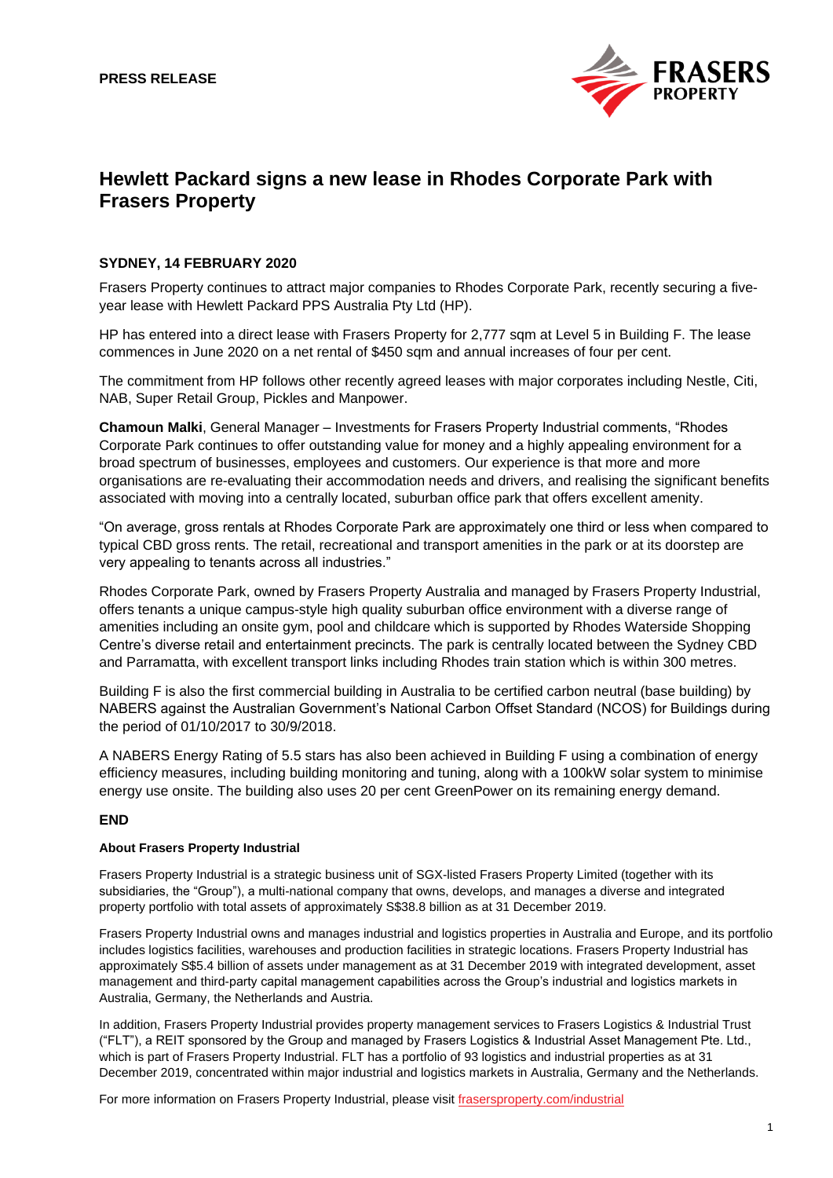**PRESS RELEASE**

# Hewlett Packard signs a new lease in Rhodes Corporate Park with Frasers Property

**SYDNEY, 14 FEBRUARY 2020**

Frasers Property continues to attract major companies to Rhodes Corporate Park, recently securing a five-year lease with Hewlett Packard PPS Australia Pty Ltd (HP).

HP has entered into a direct lease with Frasers Property for 2,777 sqm at Level 5 in Building F. The lease commences in June 2020 on a net rental of $450 sqm and annual increases of four per cent.

The commitment from HP follows other recently agreed leases with major corporates including Nestle, Citi, NAB, Super Retail Group, Pickles and Manpower.

**Chamoun Malki**, General Manager – Investments for Frasers Property Industrial comments, "Rhodes Corporate Park continues to offer outstanding value for money and a highly appealing environment for a broad spectrum of businesses, employees and customers. Our experience is that more and more organisations are re-evaluating their accommodation needs and drivers, and realising the significant benefits associated with moving into a centrally located, suburban office park that offers excellent amenity.

"On average, gross rentals at Rhodes Corporate Park are approximately one third or less when compared to typical CBD gross rents. The retail, recreational and transport amenities in the park or at its doorstep are very appealing to tenants across all industries."

Rhodes Corporate Park, owned by Frasers Property Australia and managed by Frasers Property Industrial, offers tenants a unique campus-style high quality suburban office environment with a diverse range of amenities including an onsite gym, pool and childcare which is supported by Rhodes Waterside Shopping Centre's diverse retail and entertainment precincts. The park is centrally located between the Sydney CBD and Parramatta, with excellent transport links including Rhodes train station which is within 300 metres.

Building F is also the first commercial building in Australia to be certified carbon neutral (base building) by NABERS against the Australian Government's National Carbon Offset Standard (NCOS) for Buildings during the period of 01/10/2017 to 30/9/2018.

A NABERS Energy Rating of 5.5 stars has also been achieved in Building F using a combination of energy efficiency measures, including building monitoring and tuning, along with a 100kW solar system to minimise energy use onsite. The building also uses 20 per cent GreenPower on its remaining energy demand.

**END**

#### About Frasers Property Industrial

Frasers Property Industrial is a strategic business unit of SGX-listed Frasers Property Limited (together with its subsidiaries, the "Group"), a multi-national company that owns, develops, and manages a diverse and integrated property portfolio with total assets of approximately S$38.8 billion as at 31 December 2019.

Frasers Property Industrial owns and manages industrial and logistics properties in Australia and Europe, and its portfolio includes logistics facilities, warehouses and production facilities in strategic locations. Frasers Property Industrial has approximately S$5.4 billion of assets under management as at 31 December 2019 with integrated development, asset management and third-party capital management capabilities across the Group's industrial and logistics markets in Australia, Germany, the Netherlands and Austria.

In addition, Frasers Property Industrial provides property management services to Frasers Logistics & Industrial Trust ("FLT"), a REIT sponsored by the Group and managed by Frasers Logistics & Industrial Asset Management Pte. Ltd., which is part of Frasers Property Industrial. FLT has a portfolio of 93 logistics and industrial properties as at 31 December 2019, concentrated within major industrial and logistics markets in Australia, Germany and the Netherlands.

For more information on Frasers Property Industrial, please visit frasersproperty.com/industrial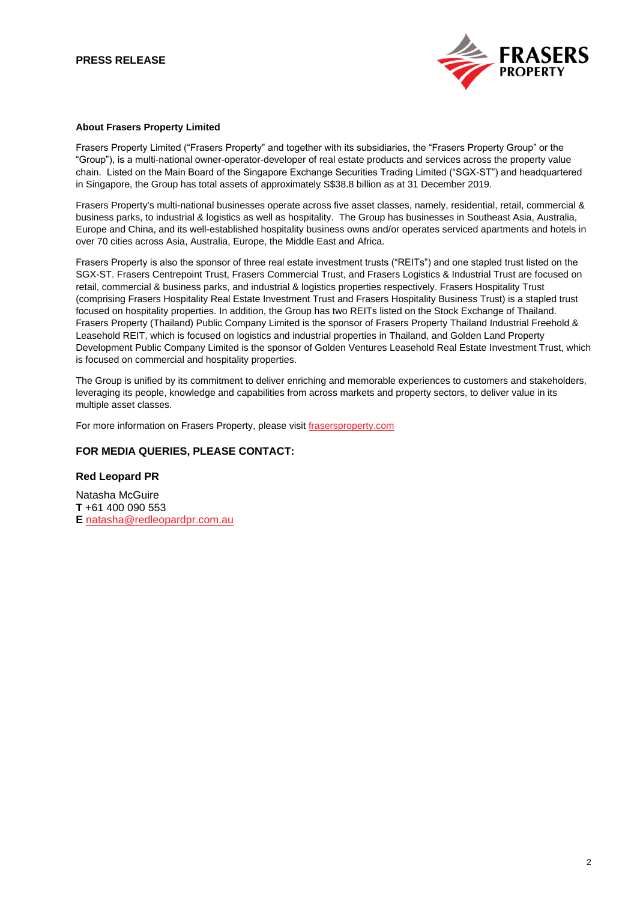**About Frasers Property Limited**

Frasers Property Limited ("Frasers Property" and together with its subsidiaries, the "Frasers Property Group" or the "Group"), is a multi-national owner-operator-developer of real estate products and services across the property value chain. Listed on the Main Board of the Singapore Exchange Securities Trading Limited ("SGX-ST") and headquartered in Singapore, the Group has total assets of approximately S$38.8 billion as at 31 December 2019.

Frasers Property's multi-national businesses operate across five asset classes, namely, residential, retail, commercial & business parks, to industrial & logistics as well as hospitality. The Group has businesses in Southeast Asia, Australia, Europe and China, and its well-established hospitality business owns and/or operates serviced apartments and hotels in over 70 cities across Asia, Australia, Europe, the Middle East and Africa.

Frasers Property is also the sponsor of three real estate investment trusts ("REITs") and one stapled trust listed on the SGX-ST. Frasers Centrepoint Trust, Frasers Commercial Trust, and Frasers Logistics & Industrial Trust are focused on retail, commercial & business parks, and industrial & logistics properties respectively. Frasers Hospitality Trust (comprising Frasers Hospitality Real Estate Investment Trust and Frasers Hospitality Business Trust) is a stapled trust focused on hospitality properties. In addition, the Group has two REITs listed on the Stock Exchange of Thailand. Frasers Property (Thailand) Public Company Limited is the sponsor of Frasers Property Thailand Industrial Freehold & Leasehold REIT, which is focused on logistics and industrial properties in Thailand, and Golden Land Property Development Public Company Limited is the sponsor of Golden Ventures Leasehold Real Estate Investment Trust, which is focused on commercial and hospitality properties.

The Group is unified by its commitment to deliver enriching and memorable experiences to customers and stakeholders, leveraging its people, knowledge and capabilities from across markets and property sectors, to deliver value in its multiple asset classes.

For more information on Frasers Property, please visit frasersproperty.com

## FOR MEDIA QUERIES, PLEASE CONTACT:

**Red Leopard PR**

Natasha McGuire
**T** +61 400 090 553
**E** natasha@redleopardpr.com.au